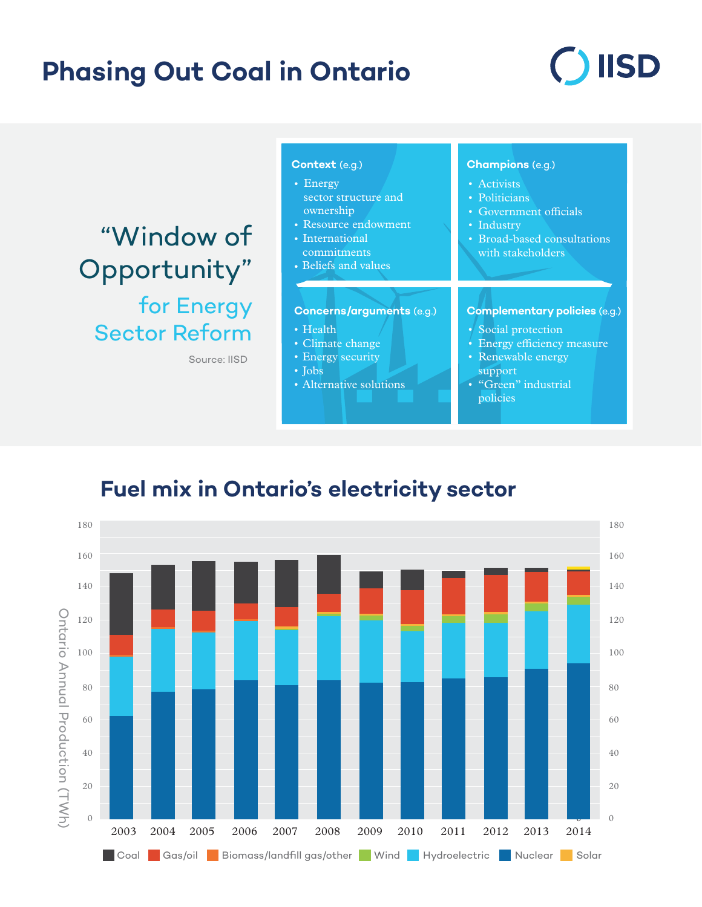# Phasing Out Coal in Ontario

IISD

## "Window of Opportunity" for Energy Sector Reform

Source: IISD

**Context** (e.g.)

- Energy sector structure and ownership
- Resource endowment
- International commitments
- Beliefs and values

**Champions** (e.g.)

- Activists
- Politicians
- Government officials
- Industry
- Broad-based consultations with stakeholders

**Concerns/arguments** (e.g.)

- Health
- Climate change
- Energy security
- Jobs
- Alternative solutions

**Complementary policies** (e.g.)

- Social protection
- Energy efficiency measure
- Renewable energy support
- "Green" industrial policies

## Fuel mix in Ontario's electricity sector

Ontario Annual Production (TWh)

Years: 2003, 2004, 2005, 2006, 2007, 2008, 2009, 2010, 2011, 2012, 2013, 2014

Axis: 0, 20, 40, 60, 80, 100, 120, 140, 160, 180

Legend: Coal, Gas/oil, Biomass/landfill gas/other, Wind, Hydroelectric, Nuclear, Solar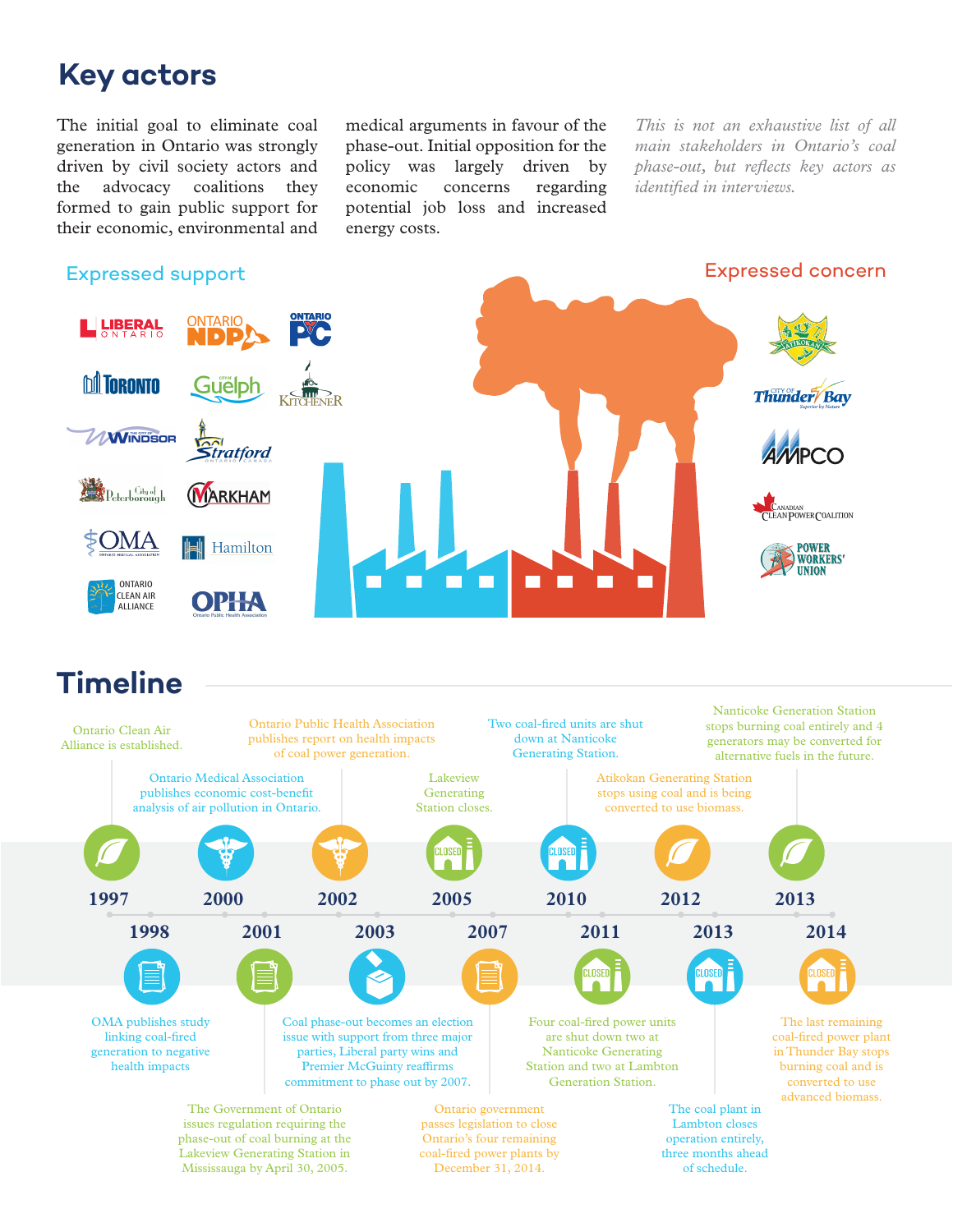# Key actors

The initial goal to eliminate coal generation in Ontario was strongly driven by civil society actors and the advocacy coalitions they formed to gain public support for their economic, environmental and medical arguments in favour of the phase-out. Initial opposition for the policy was largely driven by economic concerns regarding potential job loss and increased energy costs.

*This is not an exhaustive list of all main stakeholders in Ontario's coal phase-out, but reflects key actors as identified in interviews.*

Expressed support

Liberal Ontario
Ontario NDP
Ontario PC
Toronto
Guelph
Kitchener
Windsor
Stratford
Peterborough
Markham
OMA
Hamilton
Ontario Clean Air Alliance
OPHA

Expressed concern

Atikokan
Thunder Bay
AMPCO
Canadian Power Coalition
Power Workers' Union

# Timeline

**1997** – Ontario Clean Air Alliance is established.

**1998** – OMA publishes study linking coal-fired generation to negative health impacts

**2000** – Ontario Medical Association publishes economic cost-benefit analysis of air pollution in Ontario.

**2001** – The Government of Ontario issues regulation requiring the phase-out of coal burning at the Lakeview Generating Station in Mississauga by April 30, 2005.

**2002** – Ontario Public Health Association publishes report on health impacts of coal power generation.

**2003** – Coal phase-out becomes an election issue with support from three major parties, Liberal party wins and Premier McGuinty reaffirms commitment to phase out by 2007.

**2005** – Lakeview Generating Station closes.

**2007** – Ontario government passes legislation to close Ontario's four remaining coal-fired power plants by December 31, 2014.

**2010** – Two coal-fired units are shut down at Nanticoke Generating Station.

**2011** – Four coal-fired power units are shut down two at Nanticoke Generating Station and two at Lambton Generation Station.

**2012** – Atikokan Generating Station stops using coal and is being converted to use biomass.

**2013** – The coal plant in Lambton closes operation entirely, three months ahead of schedule.

**2013** – Nanticoke Generation Station stops burning coal entirely and 4 generators may be converted for alternative fuels in the future.

**2014** – The last remaining coal-fired power plant in Thunder Bay stops burning coal and is converted to use advanced biomass.